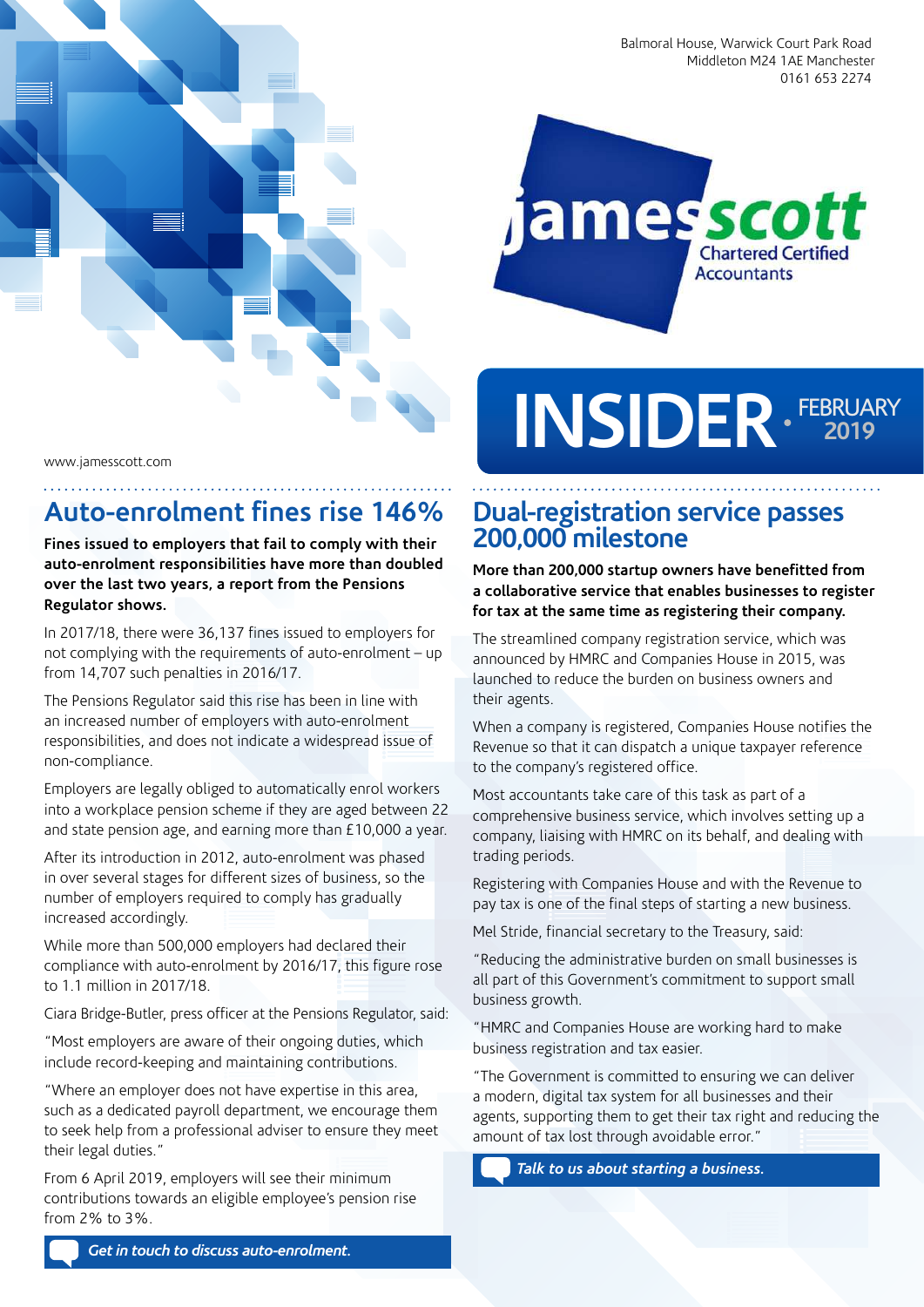Balmoral House, Warwick Court Park Road
Middleton M24 1AE Manchester
0161 653 2274

jamesscott
Chartered Certified Accountants

# INSIDER • FEBRUARY 2019

www.jamesscott.com

## Auto-enrolment fines rise 146%

**Fines issued to employers that fail to comply with their auto-enrolment responsibilities have more than doubled over the last two years, a report from the Pensions Regulator shows.**

In 2017/18, there were 36,137 fines issued to employers for not complying with the requirements of auto-enrolment – up from 14,707 such penalties in 2016/17.

The Pensions Regulator said this rise has been in line with an increased number of employers with auto-enrolment responsibilities, and does not indicate a widespread issue of non-compliance.

Employers are legally obliged to automatically enrol workers into a workplace pension scheme if they are aged between 22 and state pension age, and earning more than £10,000 a year.

After its introduction in 2012, auto-enrolment was phased in over several stages for different sizes of business, so the number of employers required to comply has gradually increased accordingly.

While more than 500,000 employers had declared their compliance with auto-enrolment by 2016/17, this figure rose to 1.1 million in 2017/18.

Ciara Bridge-Butler, press officer at the Pensions Regulator, said:

"Most employers are aware of their ongoing duties, which include record-keeping and maintaining contributions.

"Where an employer does not have expertise in this area, such as a dedicated payroll department, we encourage them to seek help from a professional adviser to ensure they meet their legal duties."

From 6 April 2019, employers will see their minimum contributions towards an eligible employee's pension rise from 2% to 3%.

***Get in touch to discuss auto-enrolment.***

## Dual-registration service passes 200,000 milestone

**More than 200,000 startup owners have benefitted from a collaborative service that enables businesses to register for tax at the same time as registering their company.**

The streamlined company registration service, which was announced by HMRC and Companies House in 2015, was launched to reduce the burden on business owners and their agents.

When a company is registered, Companies House notifies the Revenue so that it can dispatch a unique taxpayer reference to the company's registered office.

Most accountants take care of this task as part of a comprehensive business service, which involves setting up a company, liaising with HMRC on its behalf, and dealing with trading periods.

Registering with Companies House and with the Revenue to pay tax is one of the final steps of starting a new business.

Mel Stride, financial secretary to the Treasury, said:

"Reducing the administrative burden on small businesses is all part of this Government's commitment to support small business growth.

"HMRC and Companies House are working hard to make business registration and tax easier.

"The Government is committed to ensuring we can deliver a modern, digital tax system for all businesses and their agents, supporting them to get their tax right and reducing the amount of tax lost through avoidable error."

***Talk to us about starting a business.***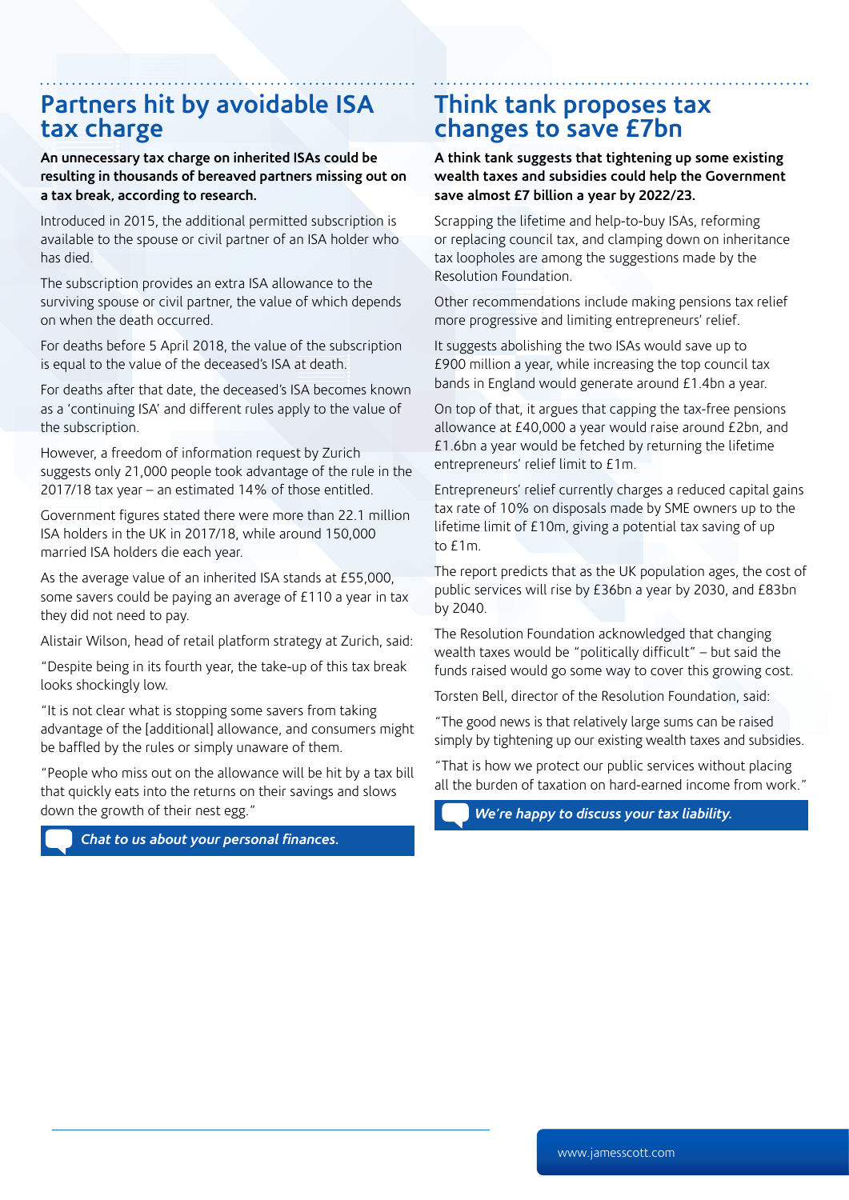## Partners hit by avoidable ISA tax charge

**An unnecessary tax charge on inherited ISAs could be resulting in thousands of bereaved partners missing out on a tax break, according to research.**

Introduced in 2015, the additional permitted subscription is available to the spouse or civil partner of an ISA holder who has died.

The subscription provides an extra ISA allowance to the surviving spouse or civil partner, the value of which depends on when the death occurred.

For deaths before 5 April 2018, the value of the subscription is equal to the value of the deceased's ISA at death.

For deaths after that date, the deceased's ISA becomes known as a 'continuing ISA' and different rules apply to the value of the subscription.

However, a freedom of information request by Zurich suggests only 21,000 people took advantage of the rule in the 2017/18 tax year – an estimated 14% of those entitled.

Government figures stated there were more than 22.1 million ISA holders in the UK in 2017/18, while around 150,000 married ISA holders die each year.

As the average value of an inherited ISA stands at £55,000, some savers could be paying an average of £110 a year in tax they did not need to pay.

Alistair Wilson, head of retail platform strategy at Zurich, said:

"Despite being in its fourth year, the take-up of this tax break looks shockingly low.

"It is not clear what is stopping some savers from taking advantage of the [additional] allowance, and consumers might be baffled by the rules or simply unaware of them.

"People who miss out on the allowance will be hit by a tax bill that quickly eats into the returns on their savings and slows down the growth of their nest egg."

***Chat to us about your personal finances.***

## Think tank proposes tax changes to save £7bn

**A think tank suggests that tightening up some existing wealth taxes and subsidies could help the Government save almost £7 billion a year by 2022/23.**

Scrapping the lifetime and help-to-buy ISAs, reforming or replacing council tax, and clamping down on inheritance tax loopholes are among the suggestions made by the Resolution Foundation.

Other recommendations include making pensions tax relief more progressive and limiting entrepreneurs' relief.

It suggests abolishing the two ISAs would save up to £900 million a year, while increasing the top council tax bands in England would generate around £1.4bn a year.

On top of that, it argues that capping the tax-free pensions allowance at £40,000 a year would raise around £2bn, and £1.6bn a year would be fetched by returning the lifetime entrepreneurs' relief limit to £1m.

Entrepreneurs' relief currently charges a reduced capital gains tax rate of 10% on disposals made by SME owners up to the lifetime limit of £10m, giving a potential tax saving of up to £1m.

The report predicts that as the UK population ages, the cost of public services will rise by £36bn a year by 2030, and £83bn by 2040.

The Resolution Foundation acknowledged that changing wealth taxes would be "politically difficult" – but said the funds raised would go some way to cover this growing cost.

Torsten Bell, director of the Resolution Foundation, said:

"The good news is that relatively large sums can be raised simply by tightening up our existing wealth taxes and subsidies.

"That is how we protect our public services without placing all the burden of taxation on hard-earned income from work."

***We're happy to discuss your tax liability.***

www.jamesscott.com